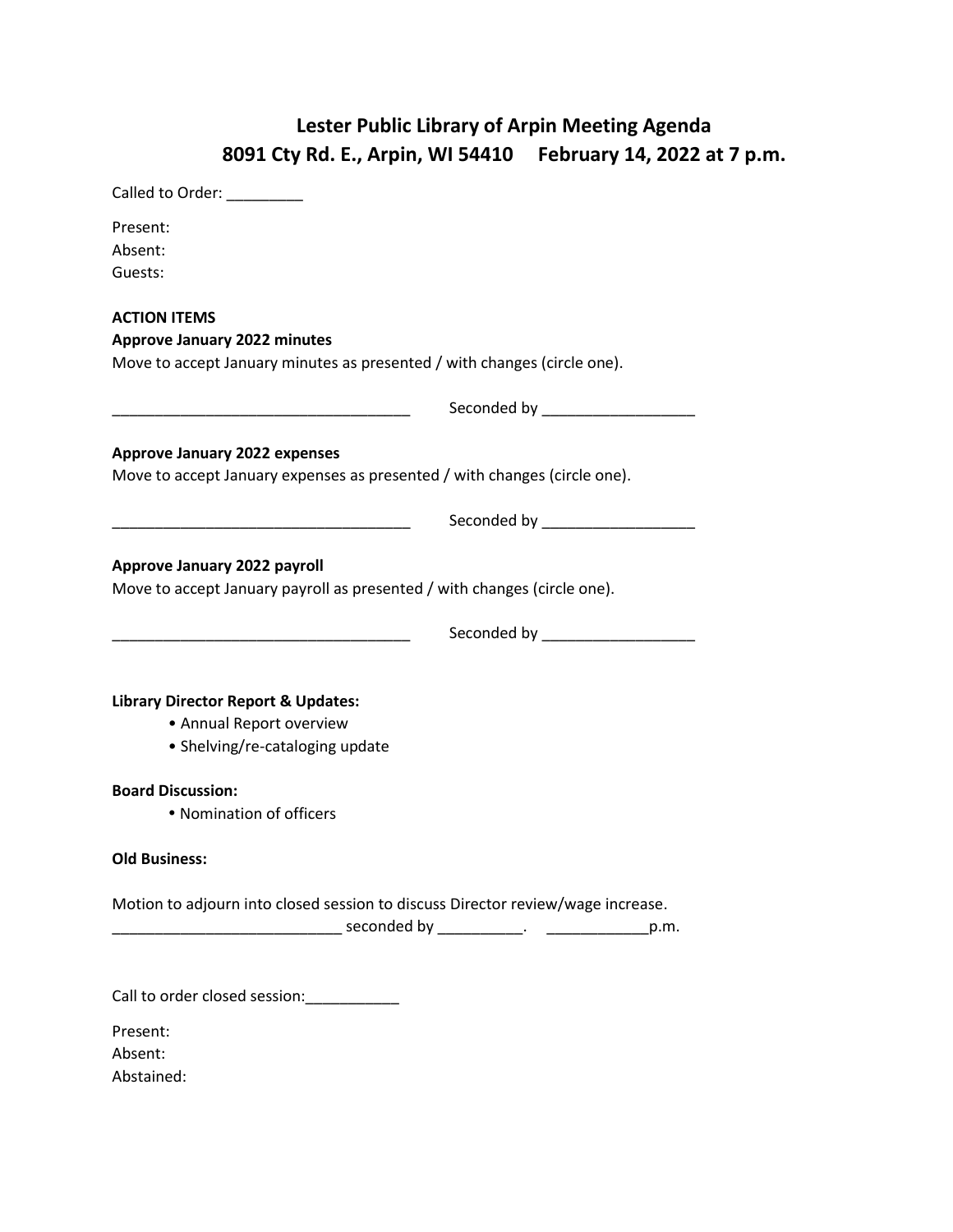# Lester Public Library of Arpin Meeting Agenda
## 8091 Cty Rd. E., Arpin, WI 54410     February 14, 2022 at 7 p.m.

Called to Order: _________

Present:
Absent:
Guests:

**ACTION ITEMS**

**Approve January 2022 minutes**

Move to accept January minutes as presented / with changes (circle one).

___________________________________     Seconded by __________________

**Approve January 2022 expenses**

Move to accept January expenses as presented / with changes (circle one).

___________________________________     Seconded by __________________

**Approve January 2022 payroll**

Move to accept January payroll as presented / with changes (circle one).

___________________________________     Seconded by __________________

**Library Director Report & Updates:**

- Annual Report overview
- Shelving/re-cataloging update

**Board Discussion:**

- Nomination of officers

**Old Business:**

Motion to adjourn into closed session to discuss Director review/wage increase.
__________________________ seconded by __________.    ____________p.m.

Call to order closed session:___________

Present:
Absent:
Abstained: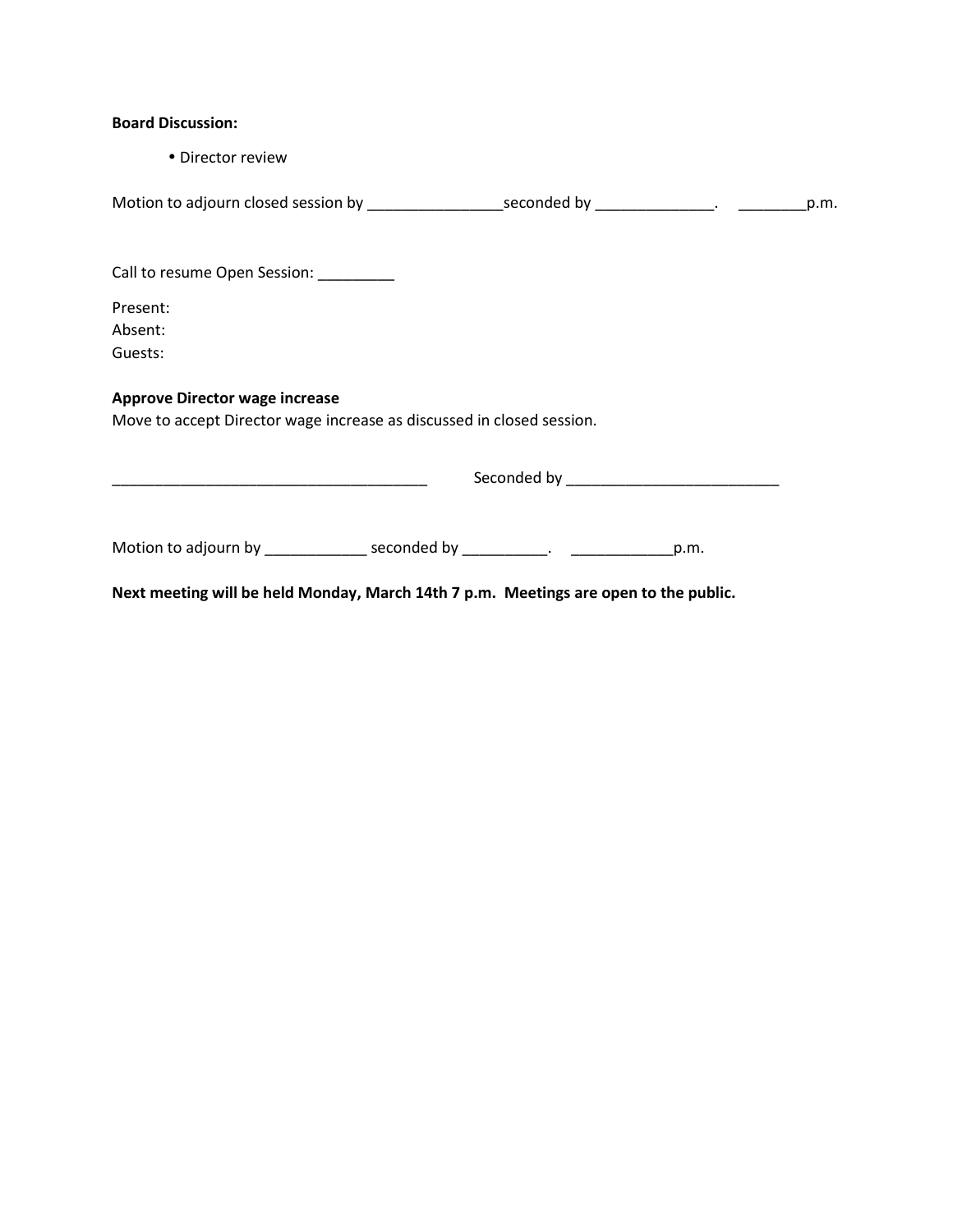**Board Discussion:**

- Director review

Motion to adjourn closed session by ________________seconded by ______________.     ________p.m.

Call to resume Open Session: _________

Present:
Absent:
Guests:

**Approve Director wage increase**
Move to accept Director wage increase as discussed in closed session.

______________________________________     Seconded by _________________________

Motion to adjourn by ____________ seconded by __________.     ____________p.m.

**Next meeting will be held Monday, March 14th 7 p.m.  Meetings are open to the public.**